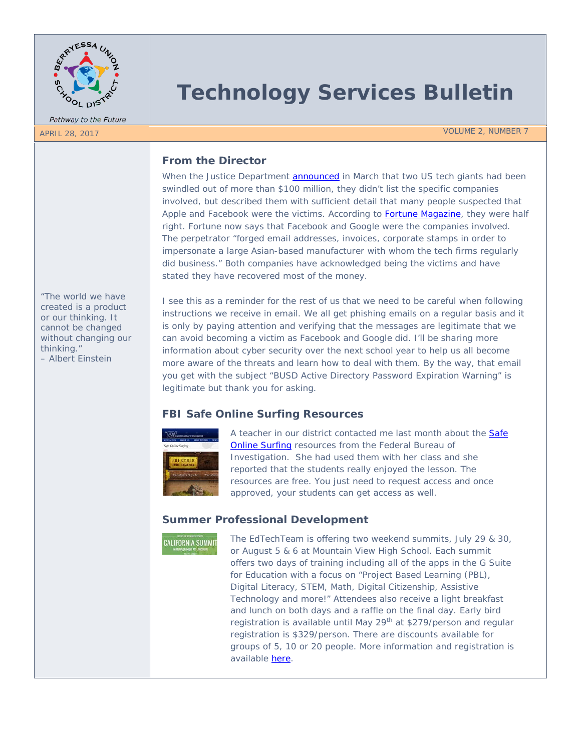# Technology Services Bulletin

Pathway to the Future

APRIL 28, 2017

VOLUME 2, NUMBER 7

## From the Director

When the Justice Department announced in March that two US tech giants had been swindled out of more than $100 million, they didn't list the specific companies involved, but described them with sufficient detail that many people suspected that Apple and Facebook were the victims. According to Fortune Magazine, they were half right. Fortune now says that Facebook and Google were the companies involved. The perpetrator "forged email addresses, invoices, corporate stamps in order to impersonate a large Asian-based manufacturer with whom the tech firms regularly did business." Both companies have acknowledged being the victims and have stated they have recovered most of the money.

I see this as a reminder for the rest of us that we need to be careful when following instructions we receive in email. We all get phishing emails on a regular basis and it is only by paying attention and verifying that the messages are legitimate that we can avoid becoming a victim as Facebook and Google did. I'll be sharing more information about cyber security over the next school year to help us all become more aware of the threats and learn how to deal with them. By the way, that email you get with the subject "BUSD Active Directory Password Expiration Warning" is legitimate but thank you for asking.

"The world we have created is a product or our thinking. It cannot be changed without changing our thinking."
– Albert Einstein

## FBI Safe Online Surfing Resources

A teacher in our district contacted me last month about the Safe Online Surfing resources from the Federal Bureau of Investigation. She had used them with her class and she reported that the students really enjoyed the lesson. The resources are free. You just need to request access and once approved, your students can get access as well.

## Summer Professional Development

The EdTechTeam is offering two weekend summits, July 29 & 30, or August 5 & 6 at Mountain View High School. Each summit offers two days of training including all of the apps in the G Suite for Education with a focus on "Project Based Learning (PBL), Digital Literacy, STEM, Math, Digital Citizenship, Assistive Technology and more!" Attendees also receive a light breakfast and lunch on both days and a raffle on the final day. Early bird registration is available until May 29th at $279/person and regular registration is $329/person. There are discounts available for groups of 5, 10 or 20 people. More information and registration is available here.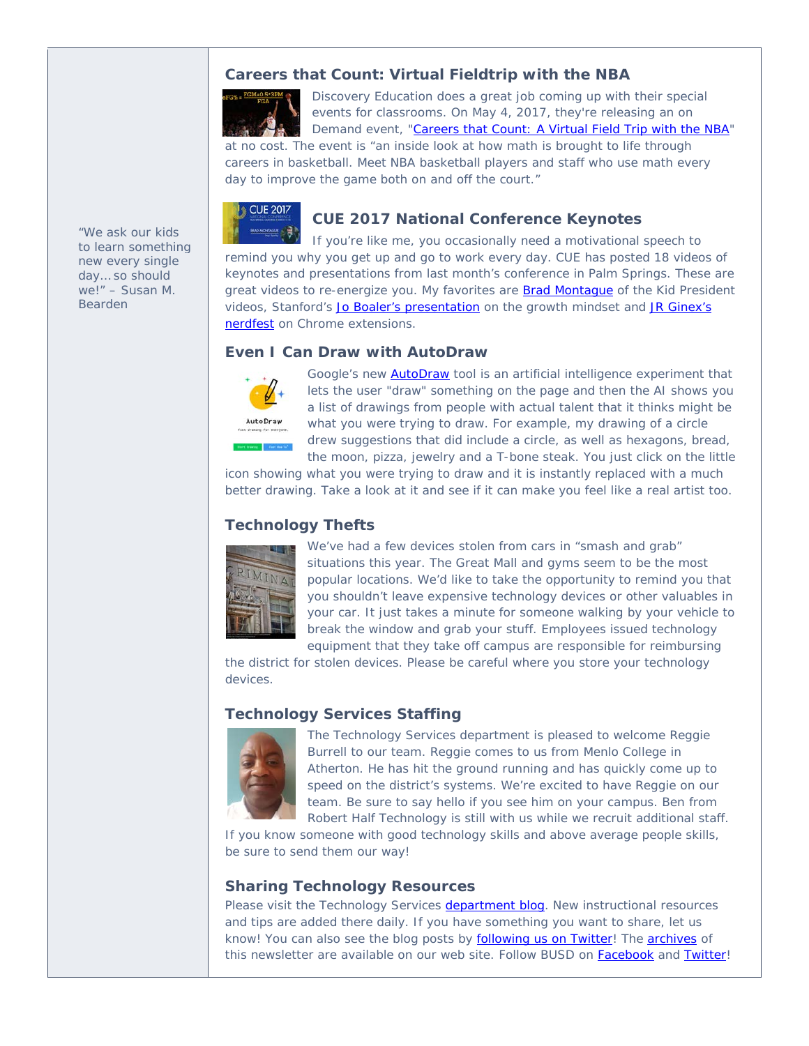> "We ask our kids to learn something new every single day… so should we!" – Susan M. Bearden

## Careers that Count: Virtual Fieldtrip with the NBA

Discovery Education does a great job coming up with their special events for classrooms. On May 4, 2017, they're releasing an on Demand event, "[Careers that Count: A Virtual Field Trip with the NBA]" at no cost. The event is "an inside look at how math is brought to life through careers in basketball. Meet NBA basketball players and staff who use math every day to improve the game both on and off the court."

## CUE 2017 National Conference Keynotes

If you're like me, you occasionally need a motivational speech to remind you why you get up and go to work every day. CUE has posted 18 videos of keynotes and presentations from last month's conference in Palm Springs. These are great videos to re-energize you. My favorites are Brad Montague of the Kid President videos, Stanford's Jo Boaler's presentation on the growth mindset and JR Ginex's nerdfest on Chrome extensions.

## Even I Can Draw with AutoDraw

Google's new AutoDraw tool is an artificial intelligence experiment that lets the user "draw" something on the page and then the AI shows you a list of drawings from people with actual talent that it thinks might be what you were trying to draw. For example, my drawing of a circle drew suggestions that did include a circle, as well as hexagons, bread, the moon, pizza, jewelry and a T-bone steak. You just click on the little icon showing what you were trying to draw and it is instantly replaced with a much better drawing. Take a look at it and see if it can make you feel like a real artist too.

## Technology Thefts

We've had a few devices stolen from cars in "smash and grab" situations this year. The Great Mall and gyms seem to be the most popular locations. We'd like to take the opportunity to remind you that you shouldn't leave expensive technology devices or other valuables in your car. It just takes a minute for someone walking by your vehicle to break the window and grab your stuff. Employees issued technology equipment that they take off campus are responsible for reimbursing the district for stolen devices. Please be careful where you store your technology devices.

## Technology Services Staffing

The Technology Services department is pleased to welcome Reggie Burrell to our team. Reggie comes to us from Menlo College in Atherton. He has hit the ground running and has quickly come up to speed on the district's systems. We're excited to have Reggie on our team. Be sure to say hello if you see him on your campus. Ben from Robert Half Technology is still with us while we recruit additional staff. If you know someone with good technology skills and above average people skills, be sure to send them our way!

## Sharing Technology Resources

Please visit the Technology Services department blog. New instructional resources and tips are added there daily. If you have something you want to share, let us know! You can also see the blog posts by following us on Twitter! The archives of this newsletter are available on our web site. Follow BUSD on Facebook and Twitter!